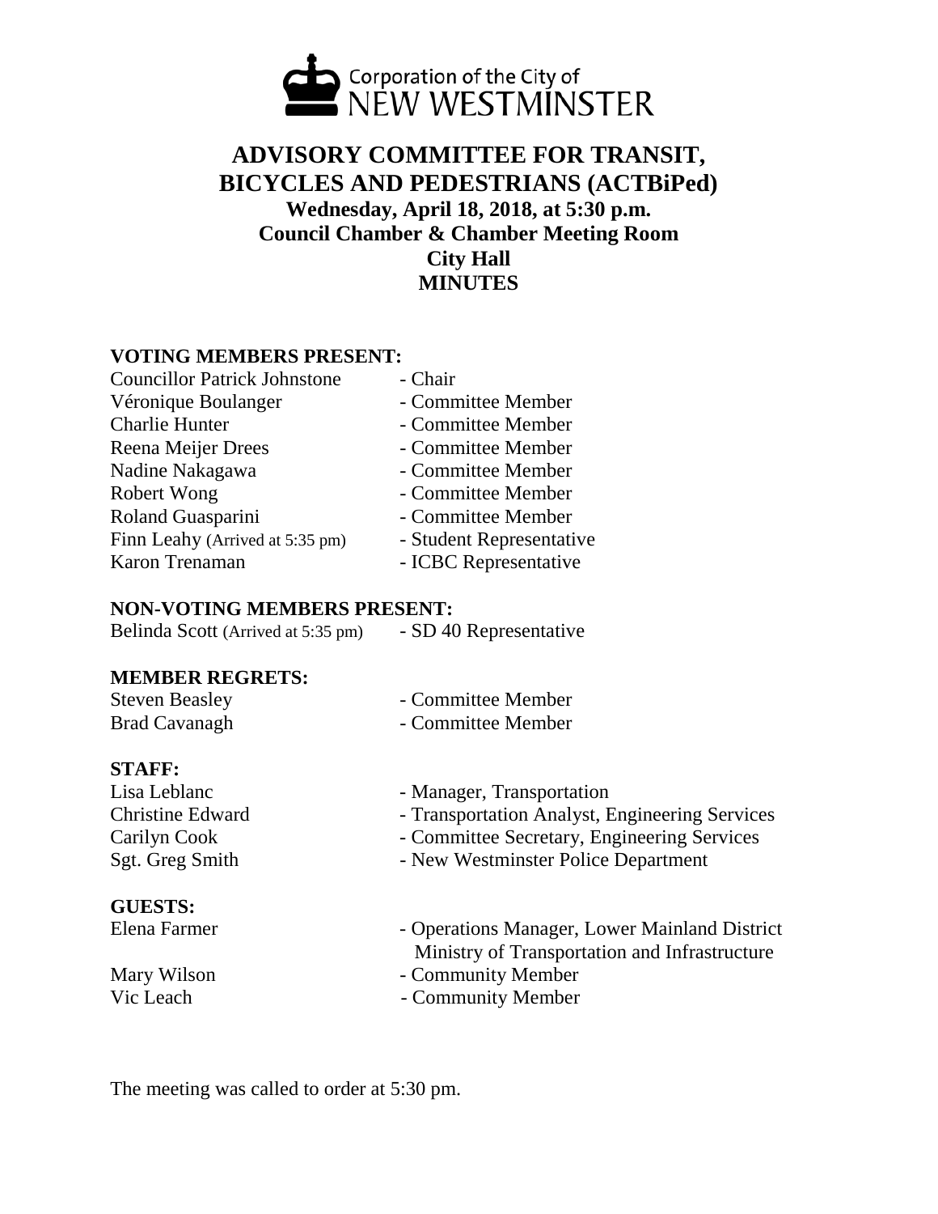Corporation of the City of NEW WESTMINSTER

# ADVISORY COMMITTEE FOR TRANSIT, BICYCLES AND PEDESTRIANS (ACTBiPed)

**Wednesday, April 18, 2018, at 5:30 p.m.**
**Council Chamber & Chamber Meeting Room**
**City Hall**
**MINUTES**

**VOTING MEMBERS PRESENT:**

| | |
|---|---|
| Councillor Patrick Johnstone | - Chair |
| Véronique Boulanger | - Committee Member |
| Charlie Hunter | - Committee Member |
| Reena Meijer Drees | - Committee Member |
| Nadine Nakagawa | - Committee Member |
| Robert Wong | - Committee Member |
| Roland Guasparini | - Committee Member |
| Finn Leahy (Arrived at 5:35 pm) | - Student Representative |
| Karon Trenaman | - ICBC Representative |

**NON-VOTING MEMBERS PRESENT:**

| | |
|---|---|
| Belinda Scott (Arrived at 5:35 pm) | - SD 40 Representative |

**MEMBER REGRETS:**

| | |
|---|---|
| Steven Beasley | - Committee Member |
| Brad Cavanagh | - Committee Member |

**STAFF:**

| | |
|---|---|
| Lisa Leblanc | - Manager, Transportation |
| Christine Edward | - Transportation Analyst, Engineering Services |
| Carilyn Cook | - Committee Secretary, Engineering Services |
| Sgt. Greg Smith | - New Westminster Police Department |

**GUESTS:**

| | |
|---|---|
| Elena Farmer | - Operations Manager, Lower Mainland District Ministry of Transportation and Infrastructure |
| Mary Wilson | - Community Member |
| Vic Leach | - Community Member |

The meeting was called to order at 5:30 pm.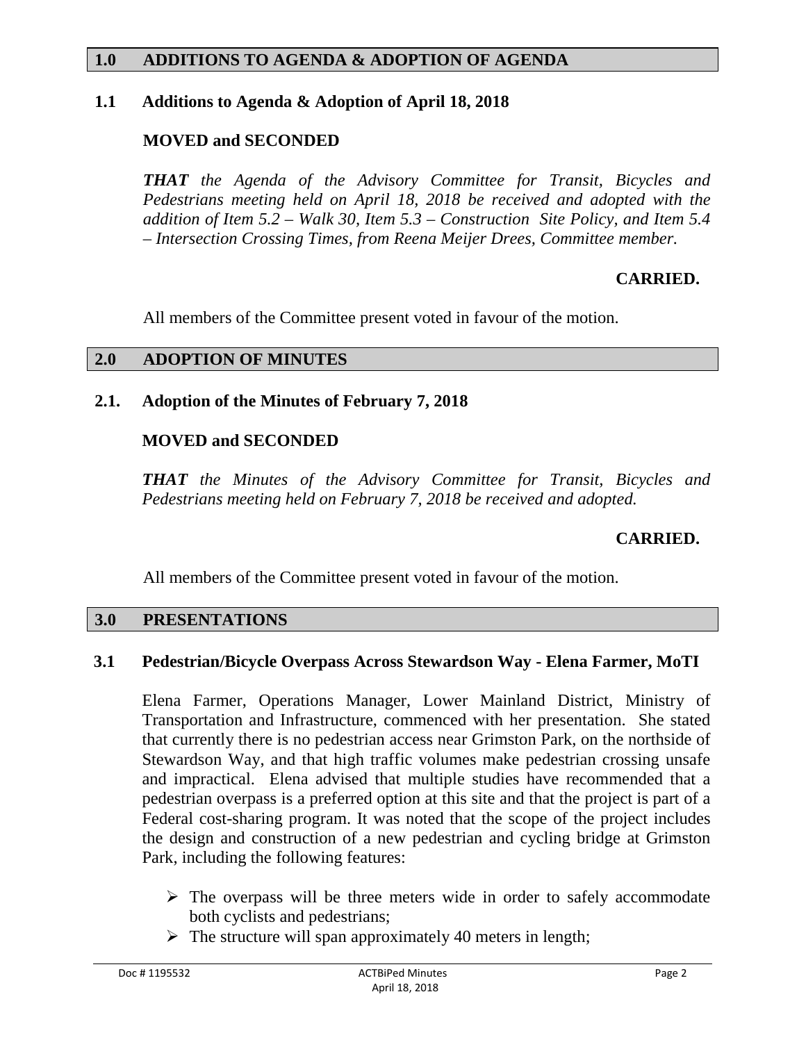## 1.0 ADDITIONS TO AGENDA & ADOPTION OF AGENDA

### 1.1 Additions to Agenda & Adoption of April 18, 2018

**MOVED and SECONDED**

***THAT*** *the Agenda of the Advisory Committee for Transit, Bicycles and Pedestrians meeting held on April 18, 2018 be received and adopted with the addition of Item 5.2 – Walk 30, Item 5.3 – Construction Site Policy, and Item 5.4 – Intersection Crossing Times, from Reena Meijer Drees, Committee member.*

**CARRIED.**

All members of the Committee present voted in favour of the motion.

## 2.0 ADOPTION OF MINUTES

### 2.1. Adoption of the Minutes of February 7, 2018

**MOVED and SECONDED**

***THAT*** *the Minutes of the Advisory Committee for Transit, Bicycles and Pedestrians meeting held on February 7, 2018 be received and adopted.*

**CARRIED.**

All members of the Committee present voted in favour of the motion.

## 3.0 PRESENTATIONS

### 3.1 Pedestrian/Bicycle Overpass Across Stewardson Way - Elena Farmer, MoTI

Elena Farmer, Operations Manager, Lower Mainland District, Ministry of Transportation and Infrastructure, commenced with her presentation. She stated that currently there is no pedestrian access near Grimston Park, on the northside of Stewardson Way, and that high traffic volumes make pedestrian crossing unsafe and impractical. Elena advised that multiple studies have recommended that a pedestrian overpass is a preferred option at this site and that the project is part of a Federal cost-sharing program. It was noted that the scope of the project includes the design and construction of a new pedestrian and cycling bridge at Grimston Park, including the following features:

- The overpass will be three meters wide in order to safely accommodate both cyclists and pedestrians;
- The structure will span approximately 40 meters in length;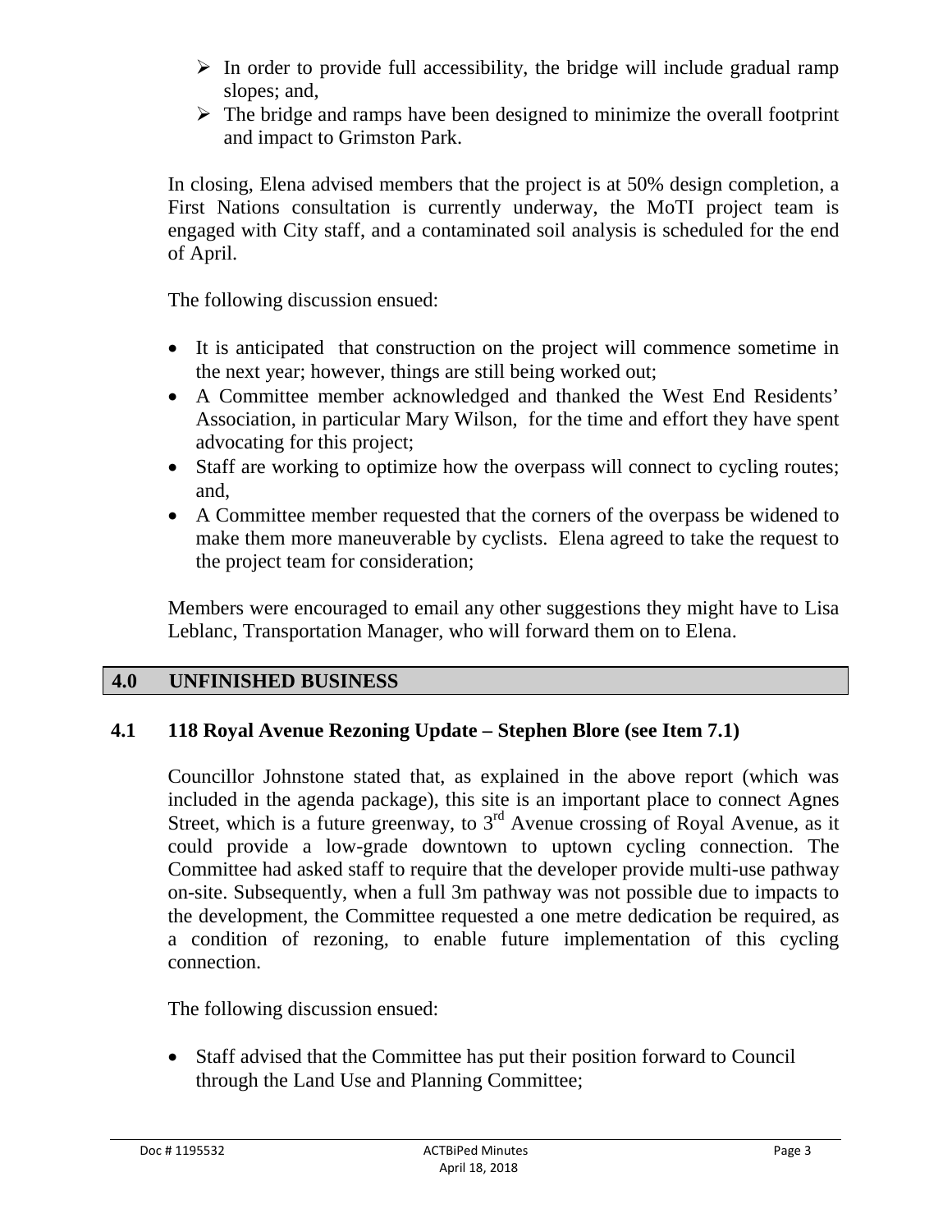- ➢ In order to provide full accessibility, the bridge will include gradual ramp slopes; and,
- ➢ The bridge and ramps have been designed to minimize the overall footprint and impact to Grimston Park.

In closing, Elena advised members that the project is at 50% design completion, a First Nations consultation is currently underway, the MoTI project team is engaged with City staff, and a contaminated soil analysis is scheduled for the end of April.

The following discussion ensued:

- It is anticipated that construction on the project will commence sometime in the next year; however, things are still being worked out;
- A Committee member acknowledged and thanked the West End Residents' Association, in particular Mary Wilson, for the time and effort they have spent advocating for this project;
- Staff are working to optimize how the overpass will connect to cycling routes; and,
- A Committee member requested that the corners of the overpass be widened to make them more maneuverable by cyclists. Elena agreed to take the request to the project team for consideration;

Members were encouraged to email any other suggestions they might have to Lisa Leblanc, Transportation Manager, who will forward them on to Elena.

## 4.0 UNFINISHED BUSINESS

### 4.1 118 Royal Avenue Rezoning Update – Stephen Blore (see Item 7.1)

Councillor Johnstone stated that, as explained in the above report (which was included in the agenda package), this site is an important place to connect Agnes Street, which is a future greenway, to 3rd Avenue crossing of Royal Avenue, as it could provide a low-grade downtown to uptown cycling connection. The Committee had asked staff to require that the developer provide multi-use pathway on-site. Subsequently, when a full 3m pathway was not possible due to impacts to the development, the Committee requested a one metre dedication be required, as a condition of rezoning, to enable future implementation of this cycling connection.

The following discussion ensued:

- Staff advised that the Committee has put their position forward to Council through the Land Use and Planning Committee;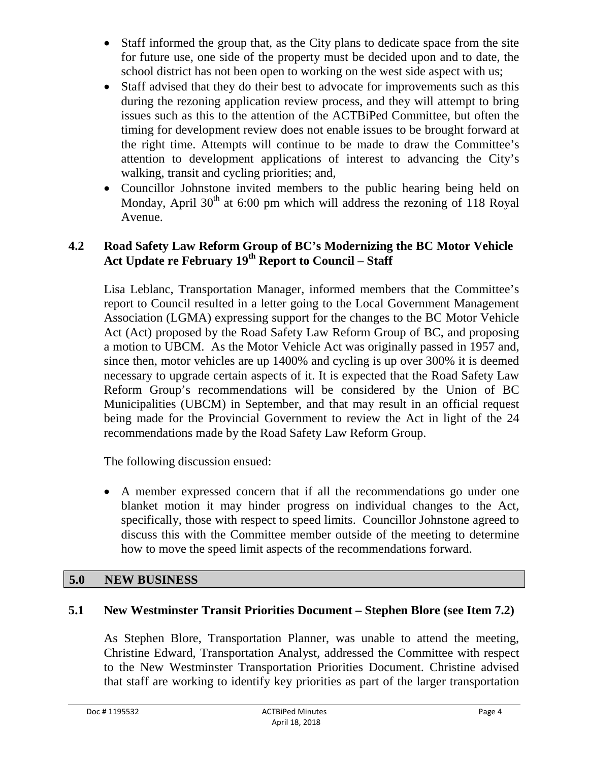- Staff informed the group that, as the City plans to dedicate space from the site for future use, one side of the property must be decided upon and to date, the school district has not been open to working on the west side aspect with us;
- Staff advised that they do their best to advocate for improvements such as this during the rezoning application review process, and they will attempt to bring issues such as this to the attention of the ACTBiPed Committee, but often the timing for development review does not enable issues to be brought forward at the right time. Attempts will continue to be made to draw the Committee's attention to development applications of interest to advancing the City's walking, transit and cycling priorities; and,
- Councillor Johnstone invited members to the public hearing being held on Monday, April 30th at 6:00 pm which will address the rezoning of 118 Royal Avenue.

### 4.2 Road Safety Law Reform Group of BC's Modernizing the BC Motor Vehicle Act Update re February 19th Report to Council – Staff

Lisa Leblanc, Transportation Manager, informed members that the Committee's report to Council resulted in a letter going to the Local Government Management Association (LGMA) expressing support for the changes to the BC Motor Vehicle Act (Act) proposed by the Road Safety Law Reform Group of BC, and proposing a motion to UBCM. As the Motor Vehicle Act was originally passed in 1957 and, since then, motor vehicles are up 1400% and cycling is up over 300% it is deemed necessary to upgrade certain aspects of it. It is expected that the Road Safety Law Reform Group's recommendations will be considered by the Union of BC Municipalities (UBCM) in September, and that may result in an official request being made for the Provincial Government to review the Act in light of the 24 recommendations made by the Road Safety Law Reform Group.

The following discussion ensued:

- A member expressed concern that if all the recommendations go under one blanket motion it may hinder progress on individual changes to the Act, specifically, those with respect to speed limits. Councillor Johnstone agreed to discuss this with the Committee member outside of the meeting to determine how to move the speed limit aspects of the recommendations forward.

## 5.0 NEW BUSINESS

### 5.1 New Westminster Transit Priorities Document – Stephen Blore (see Item 7.2)

As Stephen Blore, Transportation Planner, was unable to attend the meeting, Christine Edward, Transportation Analyst, addressed the Committee with respect to the New Westminster Transportation Priorities Document. Christine advised that staff are working to identify key priorities as part of the larger transportation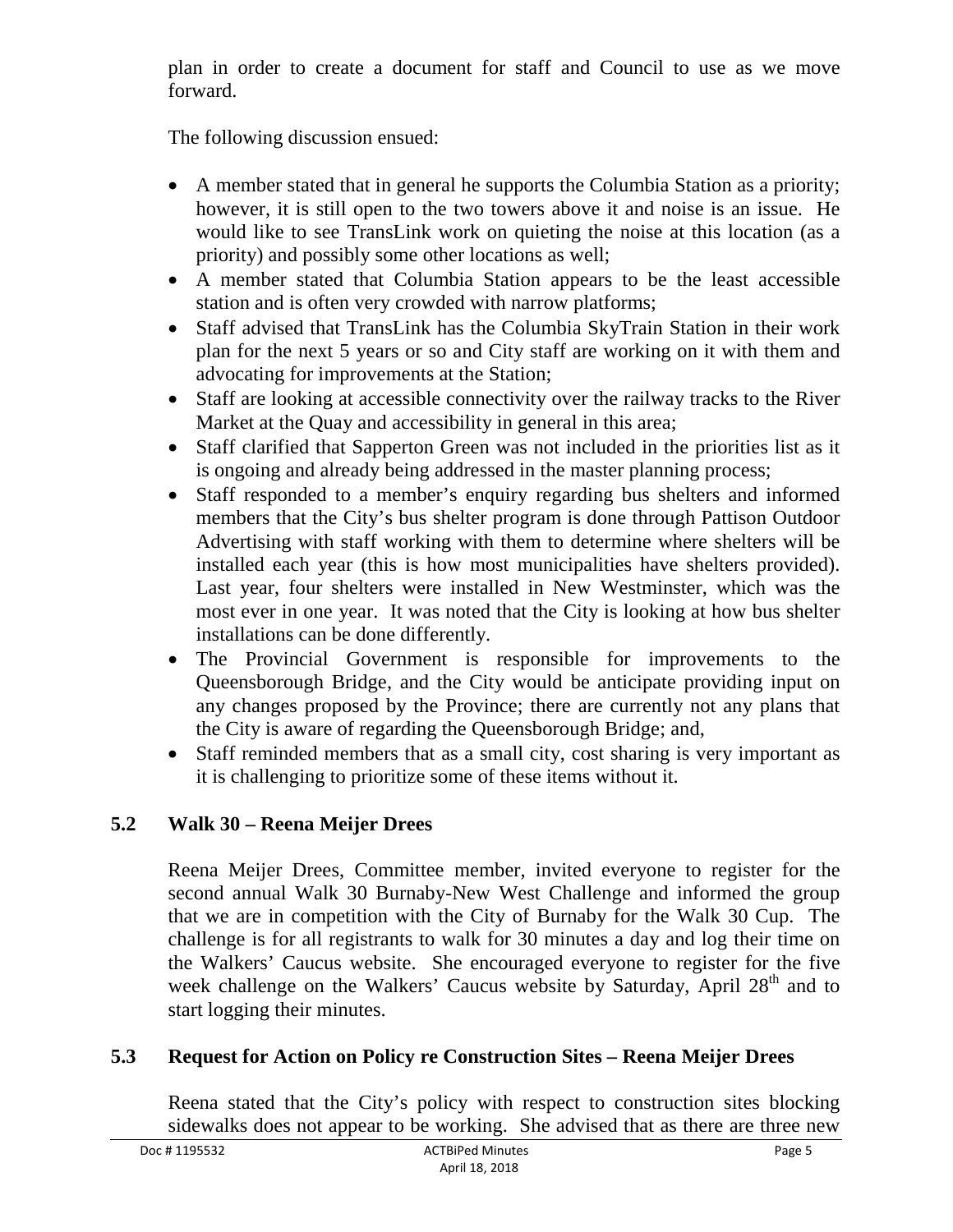plan in order to create a document for staff and Council to use as we move forward.

The following discussion ensued:

- A member stated that in general he supports the Columbia Station as a priority; however, it is still open to the two towers above it and noise is an issue. He would like to see TransLink work on quieting the noise at this location (as a priority) and possibly some other locations as well;
- A member stated that Columbia Station appears to be the least accessible station and is often very crowded with narrow platforms;
- Staff advised that TransLink has the Columbia SkyTrain Station in their work plan for the next 5 years or so and City staff are working on it with them and advocating for improvements at the Station;
- Staff are looking at accessible connectivity over the railway tracks to the River Market at the Quay and accessibility in general in this area;
- Staff clarified that Sapperton Green was not included in the priorities list as it is ongoing and already being addressed in the master planning process;
- Staff responded to a member's enquiry regarding bus shelters and informed members that the City's bus shelter program is done through Pattison Outdoor Advertising with staff working with them to determine where shelters will be installed each year (this is how most municipalities have shelters provided). Last year, four shelters were installed in New Westminster, which was the most ever in one year. It was noted that the City is looking at how bus shelter installations can be done differently.
- The Provincial Government is responsible for improvements to the Queensborough Bridge, and the City would be anticipate providing input on any changes proposed by the Province; there are currently not any plans that the City is aware of regarding the Queensborough Bridge; and,
- Staff reminded members that as a small city, cost sharing is very important as it is challenging to prioritize some of these items without it.

## 5.2 Walk 30 – Reena Meijer Drees

Reena Meijer Drees, Committee member, invited everyone to register for the second annual Walk 30 Burnaby-New West Challenge and informed the group that we are in competition with the City of Burnaby for the Walk 30 Cup. The challenge is for all registrants to walk for 30 minutes a day and log their time on the Walkers' Caucus website. She encouraged everyone to register for the five week challenge on the Walkers' Caucus website by Saturday, April 28th and to start logging their minutes.

## 5.3 Request for Action on Policy re Construction Sites – Reena Meijer Drees

Reena stated that the City's policy with respect to construction sites blocking sidewalks does not appear to be working. She advised that as there are three new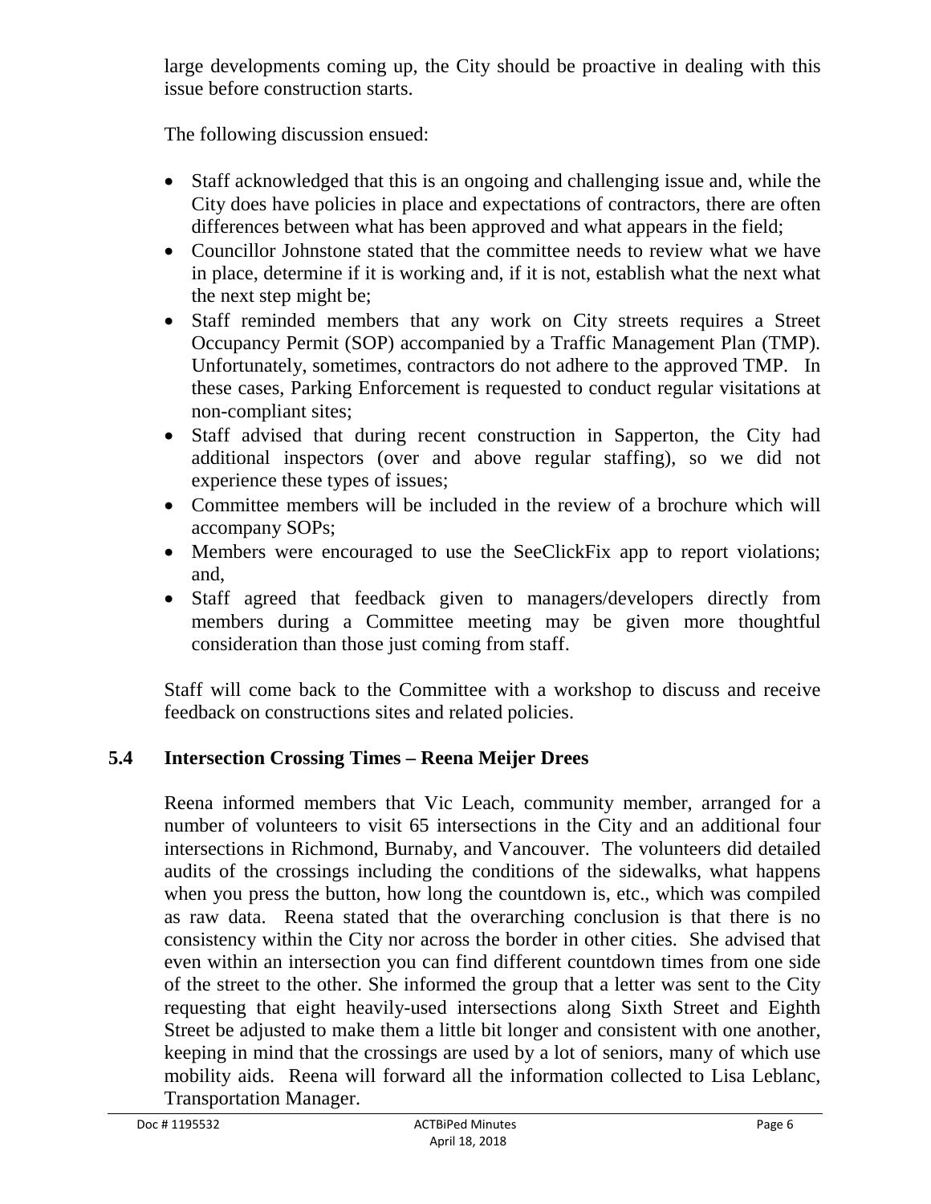large developments coming up, the City should be proactive in dealing with this issue before construction starts.

The following discussion ensued:

- Staff acknowledged that this is an ongoing and challenging issue and, while the City does have policies in place and expectations of contractors, there are often differences between what has been approved and what appears in the field;
- Councillor Johnstone stated that the committee needs to review what we have in place, determine if it is working and, if it is not, establish what the next what the next step might be;
- Staff reminded members that any work on City streets requires a Street Occupancy Permit (SOP) accompanied by a Traffic Management Plan (TMP). Unfortunately, sometimes, contractors do not adhere to the approved TMP. In these cases, Parking Enforcement is requested to conduct regular visitations at non-compliant sites;
- Staff advised that during recent construction in Sapperton, the City had additional inspectors (over and above regular staffing), so we did not experience these types of issues;
- Committee members will be included in the review of a brochure which will accompany SOPs;
- Members were encouraged to use the SeeClickFix app to report violations; and,
- Staff agreed that feedback given to managers/developers directly from members during a Committee meeting may be given more thoughtful consideration than those just coming from staff.

Staff will come back to the Committee with a workshop to discuss and receive feedback on constructions sites and related policies.

### 5.4 Intersection Crossing Times – Reena Meijer Drees

Reena informed members that Vic Leach, community member, arranged for a number of volunteers to visit 65 intersections in the City and an additional four intersections in Richmond, Burnaby, and Vancouver. The volunteers did detailed audits of the crossings including the conditions of the sidewalks, what happens when you press the button, how long the countdown is, etc., which was compiled as raw data. Reena stated that the overarching conclusion is that there is no consistency within the City nor across the border in other cities. She advised that even within an intersection you can find different countdown times from one side of the street to the other. She informed the group that a letter was sent to the City requesting that eight heavily-used intersections along Sixth Street and Eighth Street be adjusted to make them a little bit longer and consistent with one another, keeping in mind that the crossings are used by a lot of seniors, many of which use mobility aids. Reena will forward all the information collected to Lisa Leblanc, Transportation Manager.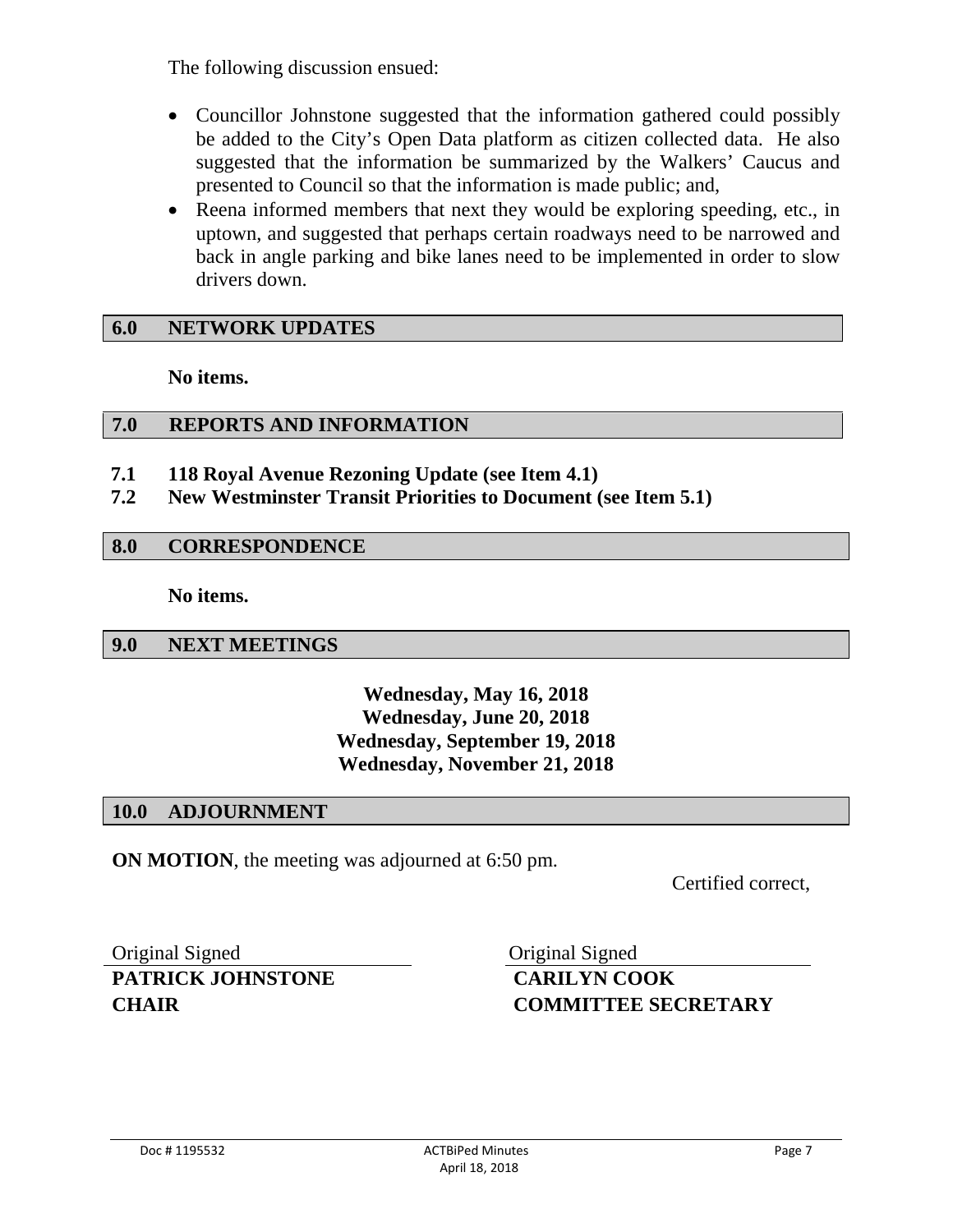The following discussion ensued:

- Councillor Johnstone suggested that the information gathered could possibly be added to the City's Open Data platform as citizen collected data. He also suggested that the information be summarized by the Walkers' Caucus and presented to Council so that the information is made public; and,
- Reena informed members that next they would be exploring speeding, etc., in uptown, and suggested that perhaps certain roadways need to be narrowed and back in angle parking and bike lanes need to be implemented in order to slow drivers down.

## 6.0 NETWORK UPDATES

**No items.**

## 7.0 REPORTS AND INFORMATION

**7.1 118 Royal Avenue Rezoning Update (see Item 4.1)**

**7.2 New Westminster Transit Priorities to Document (see Item 5.1)**

## 8.0 CORRESPONDENCE

**No items.**

## 9.0 NEXT MEETINGS

**Wednesday, May 16, 2018**
**Wednesday, June 20, 2018**
**Wednesday, September 19, 2018**
**Wednesday, November 21, 2018**

## 10.0 ADJOURNMENT

**ON MOTION**, the meeting was adjourned at 6:50 pm.

Certified correct,

Original Signed
**PATRICK JOHNSTONE**
**CHAIR**

Original Signed
**CARILYN COOK**
**COMMITTEE SECRETARY**